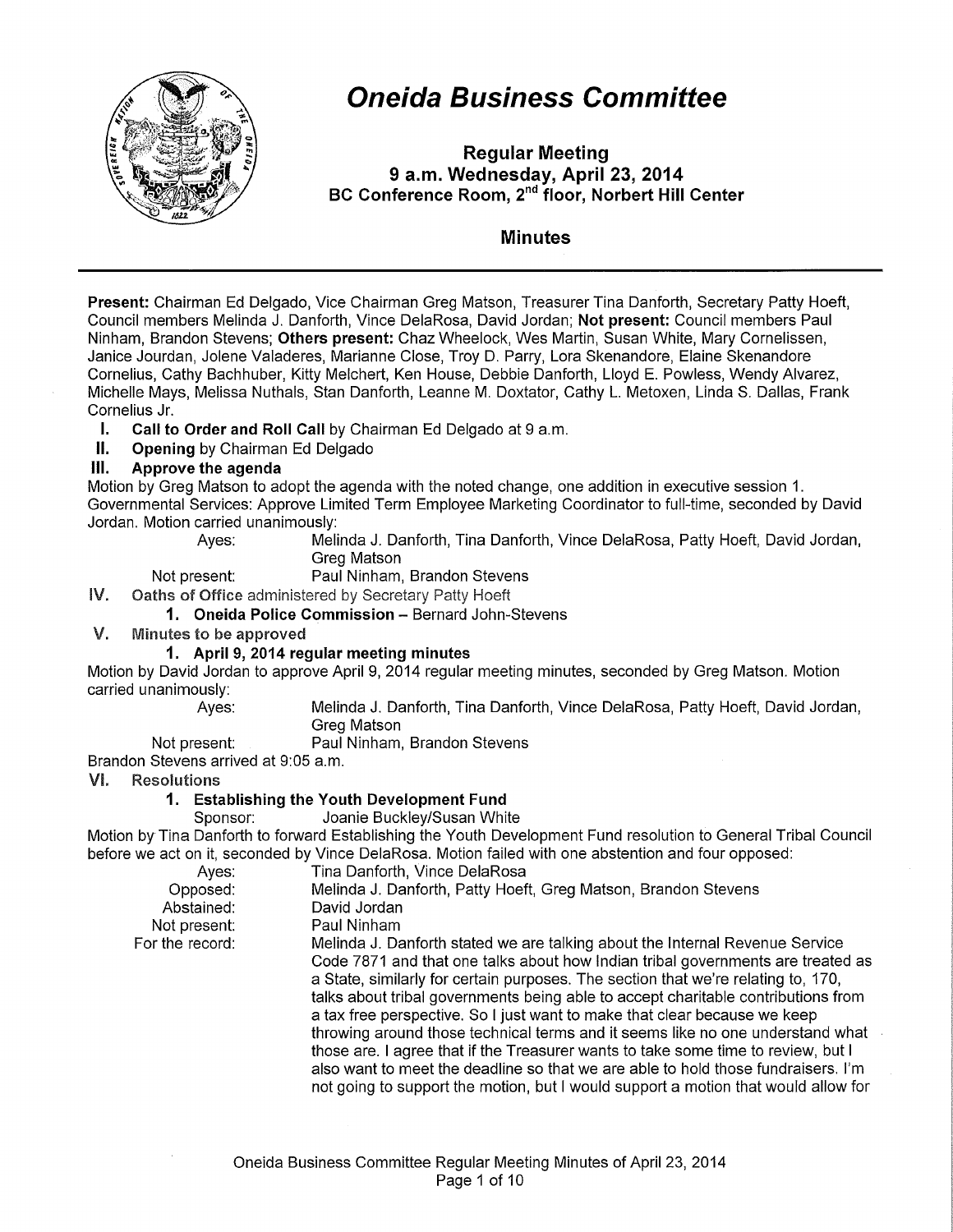# Oneida Business Committee

**Regular Meeting**
**9 a.m. Wednesday, April 23, 2014**
**BC Conference Room, 2nd floor, Norbert Hill Center**

## Minutes

**Present:** Chairman Ed Delgado, Vice Chairman Greg Matson, Treasurer Tina Danforth, Secretary Patty Hoeft, Council members Melinda J. Danforth, Vince DelaRosa, David Jordan; **Not present:** Council members Paul Ninham, Brandon Stevens; **Others present:** Chaz Wheelock, Wes Martin, Susan White, Mary Cornelissen, Janice Jourdan, Jolene Valaderes, Marianne Close, Troy D. Parry, Lora Skenandore, Elaine Skenandore Cornelius, Cathy Bachhuber, Kitty Melchert, Ken House, Debbie Danforth, Lloyd E. Powless, Wendy Alvarez, Michelle Mays, Melissa Nuthals, Stan Danforth, Leanne M. Doxtator, Cathy L. Metoxen, Linda S. Dallas, Frank Cornelius Jr.

**I. Call to Order and Roll Call** by Chairman Ed Delgado at 9 a.m.

**II. Opening** by Chairman Ed Delgado

**III. Approve the agenda**

Motion by Greg Matson to adopt the agenda with the noted change, one addition in executive session 1. Governmental Services: Approve Limited Term Employee Marketing Coordinator to full-time, seconded by David Jordan. Motion carried unanimously:

| | |
|---|---|
| Ayes: | Melinda J. Danforth, Tina Danforth, Vince DelaRosa, Patty Hoeft, David Jordan, Greg Matson |
| Not present: | Paul Ninham, Brandon Stevens |

**IV. Oaths of Office** administered by Secretary Patty Hoeft

**1. Oneida Police Commission** – Bernard John-Stevens

**V. Minutes to be approved**

**1. April 9, 2014 regular meeting minutes**

Motion by David Jordan to approve April 9, 2014 regular meeting minutes, seconded by Greg Matson. Motion carried unanimously:

| | |
|---|---|
| Ayes: | Melinda J. Danforth, Tina Danforth, Vince DelaRosa, Patty Hoeft, David Jordan, Greg Matson |
| Not present: | Paul Ninham, Brandon Stevens |

Brandon Stevens arrived at 9:05 a.m.

**VI. Resolutions**

**1. Establishing the Youth Development Fund**

Sponsor: Joanie Buckley/Susan White

Motion by Tina Danforth to forward Establishing the Youth Development Fund resolution to General Tribal Council before we act on it, seconded by Vince DelaRosa. Motion failed with one abstention and four opposed:

| | |
|---|---|
| Ayes: | Tina Danforth, Vince DelaRosa |
| Opposed: | Melinda J. Danforth, Patty Hoeft, Greg Matson, Brandon Stevens |
| Abstained: | David Jordan |
| Not present: | Paul Ninham |
| For the record: | Melinda J. Danforth stated we are talking about the Internal Revenue Service Code 7871 and that one talks about how Indian tribal governments are treated as a State, similarly for certain purposes. The section that we're relating to, 170, talks about tribal governments being able to accept charitable contributions from a tax free perspective. So I just want to make that clear because we keep throwing around those technical terms and it seems like no one understand what those are. I agree that if the Treasurer wants to take some time to review, but I also want to meet the deadline so that we are able to hold those fundraisers. I'm not going to support the motion, but I would support a motion that would allow for |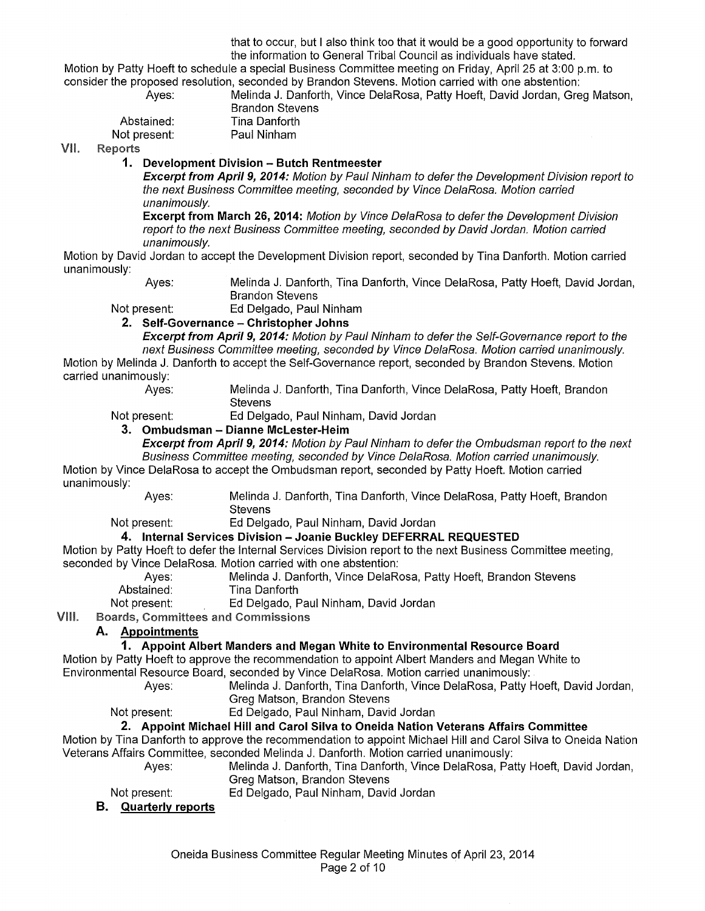that to occur, but I also think too that it would be a good opportunity to forward the information to General Tribal Council as individuals have stated.

Motion by Patty Hoeft to schedule a special Business Committee meeting on Friday, April 25 at 3:00 p.m. to consider the proposed resolution, seconded by Brandon Stevens. Motion carried with one abstention:

Ayes: Melinda J. Danforth, Vince DelaRosa, Patty Hoeft, David Jordan, Greg Matson, Brandon Stevens
Abstained: Tina Danforth
Not present: Paul Ninham

## VII. Reports

### 1. Development Division – Butch Rentmeester

***Excerpt from April 9, 2014:*** *Motion by Paul Ninham to defer the Development Division report to the next Business Committee meeting, seconded by Vince DelaRosa. Motion carried unanimously.*

**Excerpt from March 26, 2014:** *Motion by Vince DelaRosa to defer the Development Division report to the next Business Committee meeting, seconded by David Jordan. Motion carried unanimously.*

Motion by David Jordan to accept the Development Division report, seconded by Tina Danforth. Motion carried unanimously:

Ayes: Melinda J. Danforth, Tina Danforth, Vince DelaRosa, Patty Hoeft, David Jordan, Brandon Stevens
Not present: Ed Delgado, Paul Ninham

### 2. Self-Governance – Christopher Johns

***Excerpt from April 9, 2014:*** *Motion by Paul Ninham to defer the Self-Governance report to the next Business Committee meeting, seconded by Vince DelaRosa. Motion carried unanimously.*

Motion by Melinda J. Danforth to accept the Self-Governance report, seconded by Brandon Stevens. Motion carried unanimously:

Ayes: Melinda J. Danforth, Tina Danforth, Vince DelaRosa, Patty Hoeft, Brandon Stevens
Not present: Ed Delgado, Paul Ninham, David Jordan

### 3. Ombudsman – Dianne McLester-Heim

***Excerpt from April 9, 2014:*** *Motion by Paul Ninham to defer the Ombudsman report to the next Business Committee meeting, seconded by Vince DelaRosa. Motion carried unanimously.*

Motion by Vince DelaRosa to accept the Ombudsman report, seconded by Patty Hoeft. Motion carried unanimously:

Ayes: Melinda J. Danforth, Tina Danforth, Vince DelaRosa, Patty Hoeft, Brandon Stevens
Not present: Ed Delgado, Paul Ninham, David Jordan

### 4. Internal Services Division – Joanie Buckley DEFERRAL REQUESTED

Motion by Patty Hoeft to defer the Internal Services Division report to the next Business Committee meeting, seconded by Vince DelaRosa. Motion carried with one abstention:

Ayes: Melinda J. Danforth, Vince DelaRosa, Patty Hoeft, Brandon Stevens
Abstained: Tina Danforth
Not present: Ed Delgado, Paul Ninham, David Jordan

## VIII. Boards, Committees and Commissions

### A. Appointments

#### 1. Appoint Albert Manders and Megan White to Environmental Resource Board

Motion by Patty Hoeft to approve the recommendation to appoint Albert Manders and Megan White to Environmental Resource Board, seconded by Vince DelaRosa. Motion carried unanimously:

Ayes: Melinda J. Danforth, Tina Danforth, Vince DelaRosa, Patty Hoeft, David Jordan, Greg Matson, Brandon Stevens
Not present: Ed Delgado, Paul Ninham, David Jordan

#### 2. Appoint Michael Hill and Carol Silva to Oneida Nation Veterans Affairs Committee

Motion by Tina Danforth to approve the recommendation to appoint Michael Hill and Carol Silva to Oneida Nation Veterans Affairs Committee, seconded Melinda J. Danforth. Motion carried unanimously:

Ayes: Melinda J. Danforth, Tina Danforth, Vince DelaRosa, Patty Hoeft, David Jordan, Greg Matson, Brandon Stevens
Not present: Ed Delgado, Paul Ninham, David Jordan

### B. Quarterly reports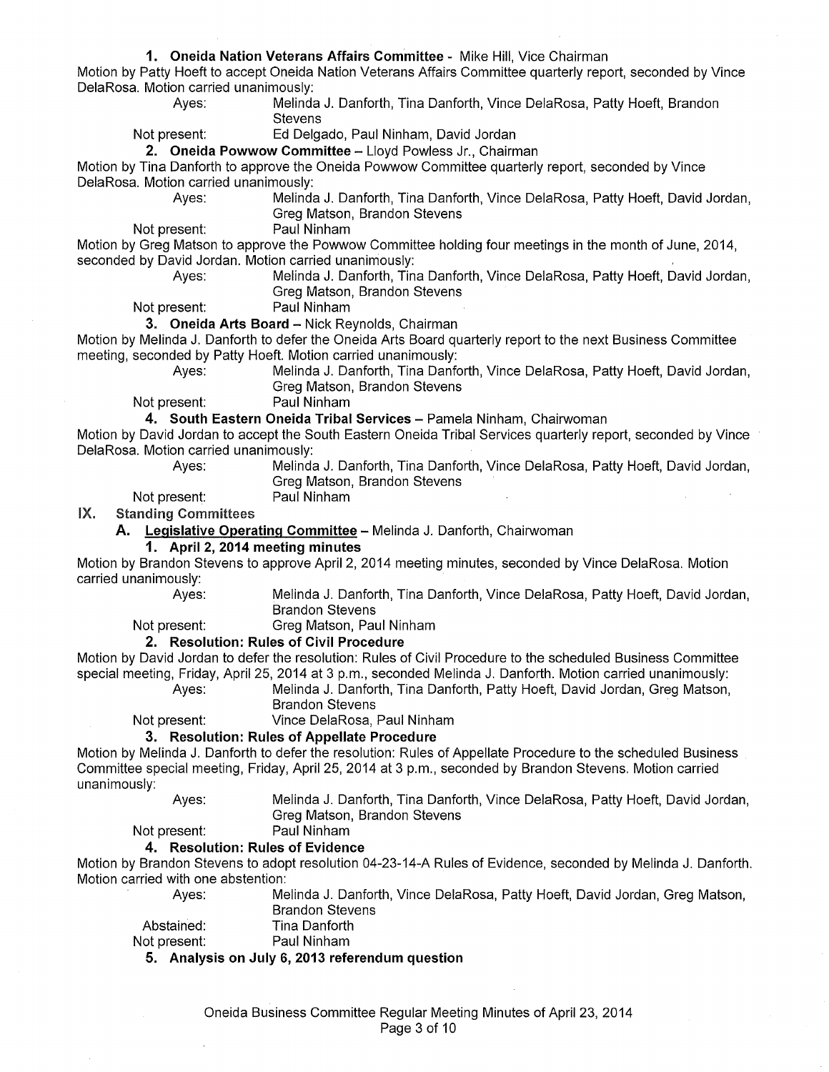**1. Oneida Nation Veterans Affairs Committee** - Mike Hill, Vice Chairman

Motion by Patty Hoeft to accept Oneida Nation Veterans Affairs Committee quarterly report, seconded by Vince DelaRosa. Motion carried unanimously:

Ayes: Melinda J. Danforth, Tina Danforth, Vince DelaRosa, Patty Hoeft, Brandon Stevens

Not present: Ed Delgado, Paul Ninham, David Jordan

**2. Oneida Powwow Committee** – Lloyd Powless Jr., Chairman

Motion by Tina Danforth to approve the Oneida Powwow Committee quarterly report, seconded by Vince DelaRosa. Motion carried unanimously:

Ayes: Melinda J. Danforth, Tina Danforth, Vince DelaRosa, Patty Hoeft, David Jordan, Greg Matson, Brandon Stevens

Not present: Paul Ninham

Motion by Greg Matson to approve the Powwow Committee holding four meetings in the month of June, 2014, seconded by David Jordan. Motion carried unanimously:

Ayes: Melinda J. Danforth, Tina Danforth, Vince DelaRosa, Patty Hoeft, David Jordan, Greg Matson, Brandon Stevens

Not present: Paul Ninham

**3. Oneida Arts Board** – Nick Reynolds, Chairman

Motion by Melinda J. Danforth to defer the Oneida Arts Board quarterly report to the next Business Committee meeting, seconded by Patty Hoeft. Motion carried unanimously:

Ayes: Melinda J. Danforth, Tina Danforth, Vince DelaRosa, Patty Hoeft, David Jordan, Greg Matson, Brandon Stevens

Not present: Paul Ninham

**4. South Eastern Oneida Tribal Services** – Pamela Ninham, Chairwoman

Motion by David Jordan to accept the South Eastern Oneida Tribal Services quarterly report, seconded by Vince DelaRosa. Motion carried unanimously:

Ayes: Melinda J. Danforth, Tina Danforth, Vince DelaRosa, Patty Hoeft, David Jordan, Greg Matson, Brandon Stevens

Not present: Paul Ninham

## IX. Standing Committees

### A. Legislative Operating Committee – Melinda J. Danforth, Chairwoman

**1. April 2, 2014 meeting minutes**

Motion by Brandon Stevens to approve April 2, 2014 meeting minutes, seconded by Vince DelaRosa. Motion carried unanimously:

Ayes: Melinda J. Danforth, Tina Danforth, Vince DelaRosa, Patty Hoeft, David Jordan, Brandon Stevens

Not present: Greg Matson, Paul Ninham

**2. Resolution: Rules of Civil Procedure**

Motion by David Jordan to defer the resolution: Rules of Civil Procedure to the scheduled Business Committee special meeting, Friday, April 25, 2014 at 3 p.m., seconded Melinda J. Danforth. Motion carried unanimously:

Ayes: Melinda J. Danforth, Tina Danforth, Patty Hoeft, David Jordan, Greg Matson, Brandon Stevens

Not present: Vince DelaRosa, Paul Ninham

**3. Resolution: Rules of Appellate Procedure**

Motion by Melinda J. Danforth to defer the resolution: Rules of Appellate Procedure to the scheduled Business Committee special meeting, Friday, April 25, 2014 at 3 p.m., seconded by Brandon Stevens. Motion carried unanimously:

Ayes: Melinda J. Danforth, Tina Danforth, Vince DelaRosa, Patty Hoeft, David Jordan, Greg Matson, Brandon Stevens

Not present: Paul Ninham

**4. Resolution: Rules of Evidence**

Motion by Brandon Stevens to adopt resolution 04-23-14-A Rules of Evidence, seconded by Melinda J. Danforth. Motion carried with one abstention:

Ayes: Melinda J. Danforth, Vince DelaRosa, Patty Hoeft, David Jordan, Greg Matson, Brandon Stevens

Abstained: Tina Danforth

Not present: Paul Ninham

**5. Analysis on July 6, 2013 referendum question**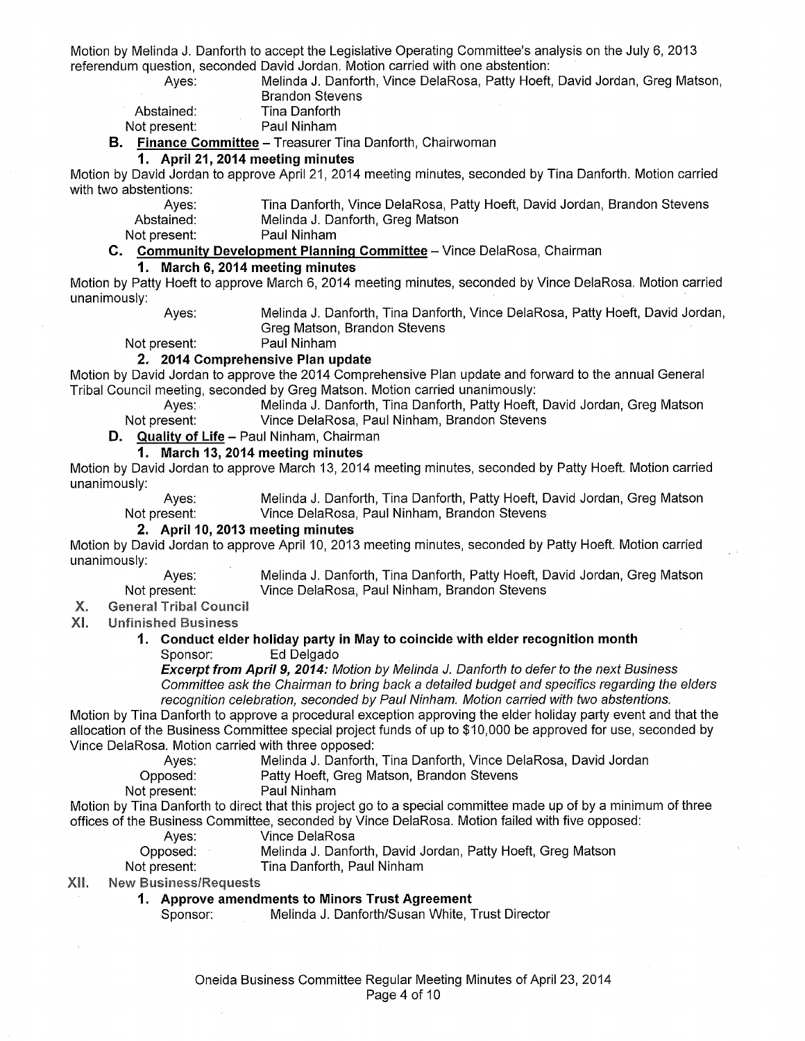Motion by Melinda J. Danforth to accept the Legislative Operating Committee's analysis on the July 6, 2013 referendum question, seconded David Jordan. Motion carried with one abstention:

Ayes: Melinda J. Danforth, Vince DelaRosa, Patty Hoeft, David Jordan, Greg Matson, Brandon Stevens
Abstained: Tina Danforth
Not present: Paul Ninham

**B. Finance Committee** – Treasurer Tina Danforth, Chairwoman

**1. April 21, 2014 meeting minutes**

Motion by David Jordan to approve April 21, 2014 meeting minutes, seconded by Tina Danforth. Motion carried with two abstentions:

Ayes: Tina Danforth, Vince DelaRosa, Patty Hoeft, David Jordan, Brandon Stevens
Abstained: Melinda J. Danforth, Greg Matson
Not present: Paul Ninham

**C. Community Development Planning Committee** – Vince DelaRosa, Chairman

**1. March 6, 2014 meeting minutes**

Motion by Patty Hoeft to approve March 6, 2014 meeting minutes, seconded by Vince DelaRosa. Motion carried unanimously:

Ayes: Melinda J. Danforth, Tina Danforth, Vince DelaRosa, Patty Hoeft, David Jordan, Greg Matson, Brandon Stevens
Not present: Paul Ninham

**2. 2014 Comprehensive Plan update**

Motion by David Jordan to approve the 2014 Comprehensive Plan update and forward to the annual General Tribal Council meeting, seconded by Greg Matson. Motion carried unanimously:

Ayes: Melinda J. Danforth, Tina Danforth, Patty Hoeft, David Jordan, Greg Matson
Not present: Vince DelaRosa, Paul Ninham, Brandon Stevens

**D. Quality of Life** – Paul Ninham, Chairman

**1. March 13, 2014 meeting minutes**

Motion by David Jordan to approve March 13, 2014 meeting minutes, seconded by Patty Hoeft. Motion carried unanimously:

Ayes: Melinda J. Danforth, Tina Danforth, Patty Hoeft, David Jordan, Greg Matson
Not present: Vince DelaRosa, Paul Ninham, Brandon Stevens

**2. April 10, 2013 meeting minutes**

Motion by David Jordan to approve April 10, 2013 meeting minutes, seconded by Patty Hoeft. Motion carried unanimously:

Ayes: Melinda J. Danforth, Tina Danforth, Patty Hoeft, David Jordan, Greg Matson
Not present: Vince DelaRosa, Paul Ninham, Brandon Stevens

## X. General Tribal Council

## XI. Unfinished Business

**1. Conduct elder holiday party in May to coincide with elder recognition month**

Sponsor: Ed Delgado

***Excerpt from April 9, 2014:*** *Motion by Melinda J. Danforth to defer to the next Business Committee ask the Chairman to bring back a detailed budget and specifics regarding the elders recognition celebration, seconded by Paul Ninham. Motion carried with two abstentions.*

Motion by Tina Danforth to approve a procedural exception approving the elder holiday party event and that the allocation of the Business Committee special project funds of up to $10,000 be approved for use, seconded by Vince DelaRosa. Motion carried with three opposed:

Ayes: Melinda J. Danforth, Tina Danforth, Vince DelaRosa, David Jordan
Opposed: Patty Hoeft, Greg Matson, Brandon Stevens
Not present: Paul Ninham

Motion by Tina Danforth to direct that this project go to a special committee made up of by a minimum of three offices of the Business Committee, seconded by Vince DelaRosa. Motion failed with five opposed:

Ayes: Vince DelaRosa
Opposed: Melinda J. Danforth, David Jordan, Patty Hoeft, Greg Matson
Not present: Tina Danforth, Paul Ninham

## XII. New Business/Requests

**1. Approve amendments to Minors Trust Agreement**

Sponsor: Melinda J. Danforth/Susan White, Trust Director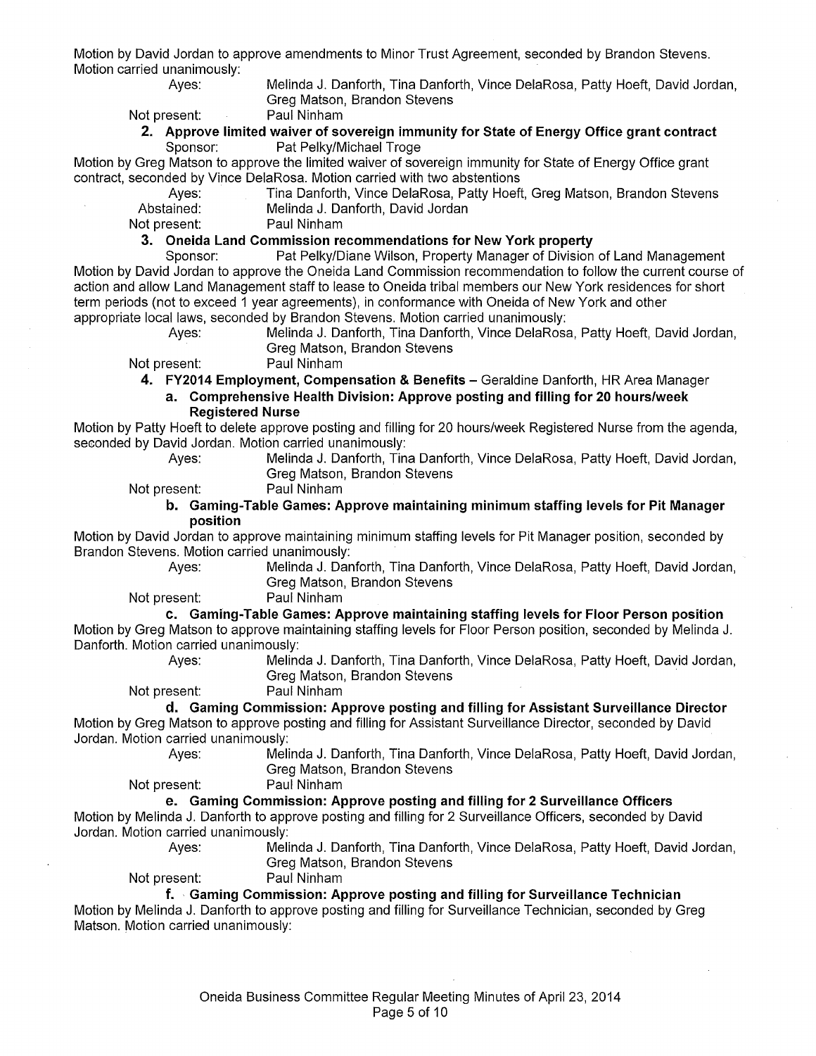Motion by David Jordan to approve amendments to Minor Trust Agreement, seconded by Brandon Stevens. Motion carried unanimously:

Ayes: Melinda J. Danforth, Tina Danforth, Vince DelaRosa, Patty Hoeft, David Jordan, Greg Matson, Brandon Stevens

Not present: Paul Ninham

**2. Approve limited waiver of sovereign immunity for State of Energy Office grant contract**

Sponsor: Pat Pelky/Michael Troge

Motion by Greg Matson to approve the limited waiver of sovereign immunity for State of Energy Office grant contract, seconded by Vince DelaRosa. Motion carried with two abstentions

Ayes: Tina Danforth, Vince DelaRosa, Patty Hoeft, Greg Matson, Brandon Stevens

Abstained: Melinda J. Danforth, David Jordan

Not present: Paul Ninham

**3. Oneida Land Commission recommendations for New York property**

Sponsor: Pat Pelky/Diane Wilson, Property Manager of Division of Land Management

Motion by David Jordan to approve the Oneida Land Commission recommendation to follow the current course of action and allow Land Management staff to lease to Oneida tribal members our New York residences for short term periods (not to exceed 1 year agreements), in conformance with Oneida of New York and other appropriate local laws, seconded by Brandon Stevens. Motion carried unanimously:

Ayes: Melinda J. Danforth, Tina Danforth, Vince DelaRosa, Patty Hoeft, David Jordan, Greg Matson, Brandon Stevens

Not present: Paul Ninham

**4. FY2014 Employment, Compensation & Benefits** – Geraldine Danforth, HR Area Manager

**a. Comprehensive Health Division: Approve posting and filling for 20 hours/week Registered Nurse**

Motion by Patty Hoeft to delete approve posting and filling for 20 hours/week Registered Nurse from the agenda, seconded by David Jordan. Motion carried unanimously:

Ayes: Melinda J. Danforth, Tina Danforth, Vince DelaRosa, Patty Hoeft, David Jordan, Greg Matson, Brandon Stevens

Not present: Paul Ninham

**b. Gaming-Table Games: Approve maintaining minimum staffing levels for Pit Manager position**

Motion by David Jordan to approve maintaining minimum staffing levels for Pit Manager position, seconded by Brandon Stevens. Motion carried unanimously:

Ayes: Melinda J. Danforth, Tina Danforth, Vince DelaRosa, Patty Hoeft, David Jordan, Greg Matson, Brandon Stevens

Not present: Paul Ninham

**c. Gaming-Table Games: Approve maintaining staffing levels for Floor Person position**

Motion by Greg Matson to approve maintaining staffing levels for Floor Person position, seconded by Melinda J. Danforth. Motion carried unanimously:

Ayes: Melinda J. Danforth, Tina Danforth, Vince DelaRosa, Patty Hoeft, David Jordan, Greg Matson, Brandon Stevens

Not present: Paul Ninham

**d. Gaming Commission: Approve posting and filling for Assistant Surveillance Director**

Motion by Greg Matson to approve posting and filling for Assistant Surveillance Director, seconded by David Jordan. Motion carried unanimously:

Ayes: Melinda J. Danforth, Tina Danforth, Vince DelaRosa, Patty Hoeft, David Jordan, Greg Matson, Brandon Stevens

Not present: Paul Ninham

**e. Gaming Commission: Approve posting and filling for 2 Surveillance Officers**

Motion by Melinda J. Danforth to approve posting and filling for 2 Surveillance Officers, seconded by David Jordan. Motion carried unanimously:

Ayes: Melinda J. Danforth, Tina Danforth, Vince DelaRosa, Patty Hoeft, David Jordan, Greg Matson, Brandon Stevens

Not present: Paul Ninham

**f. Gaming Commission: Approve posting and filling for Surveillance Technician**

Motion by Melinda J. Danforth to approve posting and filling for Surveillance Technician, seconded by Greg Matson. Motion carried unanimously: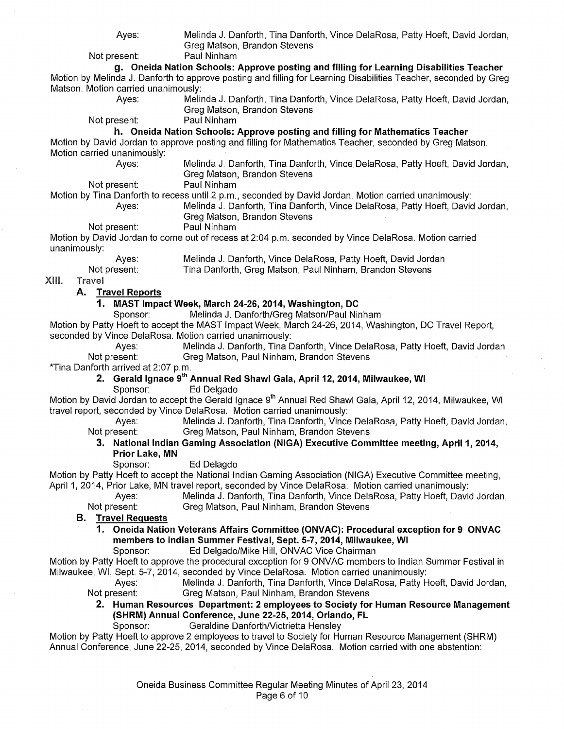Ayes: Melinda J. Danforth, Tina Danforth, Vince DelaRosa, Patty Hoeft, David Jordan, Greg Matson, Brandon Stevens
Not present: Paul Ninham

**g. Oneida Nation Schools: Approve posting and filling for Learning Disabilities Teacher**

Motion by Melinda J. Danforth to approve posting and filling for Learning Disabilities Teacher, seconded by Greg Matson. Motion carried unanimously:

Ayes: Melinda J. Danforth, Tina Danforth, Vince DelaRosa, Patty Hoeft, David Jordan, Greg Matson, Brandon Stevens
Not present: Paul Ninham

**h. Oneida Nation Schools: Approve posting and filling for Mathematics Teacher**

Motion by David Jordan to approve posting and filling for Mathematics Teacher, seconded by Greg Matson. Motion carried unanimously:

Ayes: Melinda J. Danforth, Tina Danforth, Vince DelaRosa, Patty Hoeft, David Jordan, Greg Matson, Brandon Stevens
Not present: Paul Ninham

Motion by Tina Danforth to recess until 2 p.m., seconded by David Jordan. Motion carried unanimously:

Ayes: Melinda J. Danforth, Tina Danforth, Vince DelaRosa, Patty Hoeft, David Jordan, Greg Matson, Brandon Stevens
Not present: Paul Ninham

Motion by David Jordan to come out of recess at 2:04 p.m. seconded by Vince DelaRosa. Motion carried unanimously:

Ayes: Melinda J. Danforth, Vince DelaRosa, Patty Hoeft, David Jordan
Not present: Tina Danforth, Greg Matson, Paul Ninham, Brandon Stevens

## XIII. Travel

### A. Travel Reports

**1. MAST Impact Week, March 24-26, 2014, Washington, DC**

Sponsor: Melinda J. Danforth/Greg Matson/Paul Ninham

Motion by Patty Hoeft to accept the MAST Impact Week, March 24-26, 2014, Washington, DC Travel Report, seconded by Vince DelaRosa. Motion carried unanimously:

Ayes: Melinda J. Danforth, Tina Danforth, Vince DelaRosa, Patty Hoeft, David Jordan
Not present: Greg Matson, Paul Ninham, Brandon Stevens

*Tina Danforth arrived at 2:07 p.m.

**2. Gerald Ignace 9th Annual Red Shawl Gala, April 12, 2014, Milwaukee, WI**

Sponsor: Ed Delgado

Motion by David Jordan to accept the Gerald Ignace 9th Annual Red Shawl Gala, April 12, 2014, Milwaukee, WI travel report, seconded by Vince DelaRosa. Motion carried unanimously:

Ayes: Melinda J. Danforth, Tina Danforth, Vince DelaRosa, Patty Hoeft, David Jordan,
Not present: Greg Matson, Paul Ninham, Brandon Stevens

**3. National Indian Gaming Association (NIGA) Executive Committee meeting, April 1, 2014, Prior Lake, MN**

Sponsor: Ed Delagdo

Motion by Patty Hoeft to accept the National Indian Gaming Association (NIGA) Executive Committee meeting, April 1, 2014, Prior Lake, MN travel report, seconded by Vince DelaRosa. Motion carried unanimously:

Ayes: Melinda J. Danforth, Tina Danforth, Vince DelaRosa, Patty Hoeft, David Jordan,
Not present: Greg Matson, Paul Ninham, Brandon Stevens

### B. Travel Requests

**1. Oneida Nation Veterans Affairs Committee (ONVAC): Procedural exception for 9 ONVAC members to Indian Summer Festival, Sept. 5-7, 2014, Milwaukee, WI**

Sponsor: Ed Delgado/Mike Hill, ONVAC Vice Chairman

Motion by Patty Hoeft to approve the procedural exception for 9 ONVAC members to Indian Summer Festival in Milwaukee, WI, Sept. 5-7, 2014, seconded by Vince DelaRosa. Motion carried unanimously:

Ayes: Melinda J. Danforth, Tina Danforth, Vince DelaRosa, Patty Hoeft, David Jordan,
Not present: Greg Matson, Paul Ninham, Brandon Stevens

**2. Human Resources Department: 2 employees to Society for Human Resource Management (SHRM) Annual Conference, June 22-25, 2014, Orlando, FL**

Sponsor: Geraldine Danforth/Victrietta Hensley

Motion by Patty Hoeft to approve 2 employees to travel to Society for Human Resource Management (SHRM) Annual Conference, June 22-25, 2014, seconded by Vince DelaRosa. Motion carried with one abstention: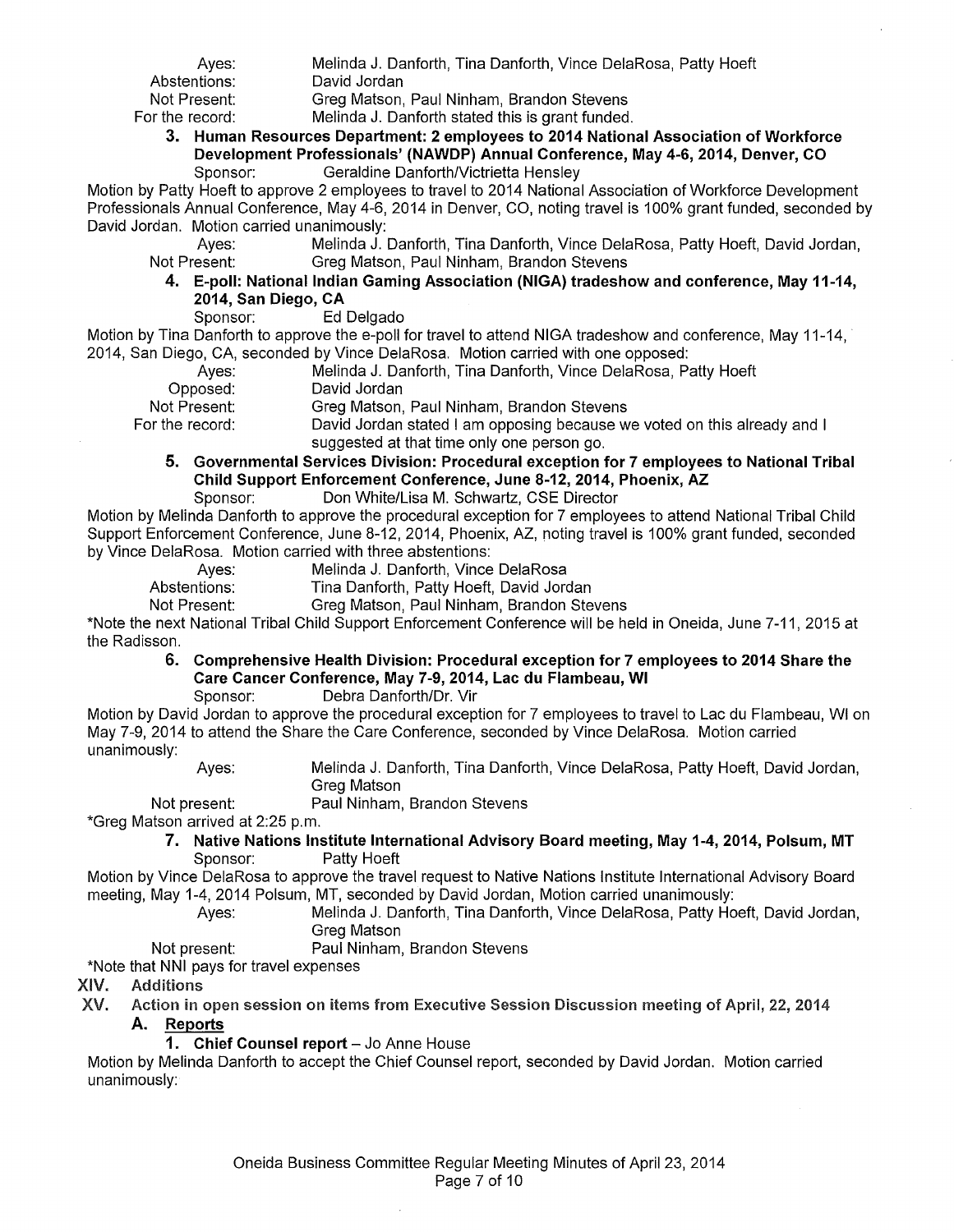Ayes: Melinda J. Danforth, Tina Danforth, Vince DelaRosa, Patty Hoeft
Abstentions: David Jordan
Not Present: Greg Matson, Paul Ninham, Brandon Stevens
For the record: Melinda J. Danforth stated this is grant funded.

**3. Human Resources Department: 2 employees to 2014 National Association of Workforce Development Professionals' (NAWDP) Annual Conference, May 4-6, 2014, Denver, CO**
Sponsor: Geraldine Danforth/Victrietta Hensley

Motion by Patty Hoeft to approve 2 employees to travel to 2014 National Association of Workforce Development Professionals Annual Conference, May 4-6, 2014 in Denver, CO, noting travel is 100% grant funded, seconded by David Jordan. Motion carried unanimously:

Ayes: Melinda J. Danforth, Tina Danforth, Vince DelaRosa, Patty Hoeft, David Jordan,
Not Present: Greg Matson, Paul Ninham, Brandon Stevens

**4. E-poll: National Indian Gaming Association (NIGA) tradeshow and conference, May 11-14, 2014, San Diego, CA**
Sponsor: Ed Delgado

Motion by Tina Danforth to approve the e-poll for travel to attend NIGA tradeshow and conference, May 11-14, 2014, San Diego, CA, seconded by Vince DelaRosa. Motion carried with one opposed:

Ayes: Melinda J. Danforth, Tina Danforth, Vince DelaRosa, Patty Hoeft
Opposed: David Jordan
Not Present: Greg Matson, Paul Ninham, Brandon Stevens
For the record: David Jordan stated I am opposing because we voted on this already and I suggested at that time only one person go.

**5. Governmental Services Division: Procedural exception for 7 employees to National Tribal Child Support Enforcement Conference, June 8-12, 2014, Phoenix, AZ**
Sponsor: Don White/Lisa M. Schwartz, CSE Director

Motion by Melinda Danforth to approve the procedural exception for 7 employees to attend National Tribal Child Support Enforcement Conference, June 8-12, 2014, Phoenix, AZ, noting travel is 100% grant funded, seconded by Vince DelaRosa. Motion carried with three abstentions:

Ayes: Melinda J. Danforth, Vince DelaRosa
Abstentions: Tina Danforth, Patty Hoeft, David Jordan
Not Present: Greg Matson, Paul Ninham, Brandon Stevens

*Note the next National Tribal Child Support Enforcement Conference will be held in Oneida, June 7-11, 2015 at the Radisson.

**6. Comprehensive Health Division: Procedural exception for 7 employees to 2014 Share the Care Cancer Conference, May 7-9, 2014, Lac du Flambeau, WI**
Sponsor: Debra Danforth/Dr. Vir

Motion by David Jordan to approve the procedural exception for 7 employees to travel to Lac du Flambeau, WI on May 7-9, 2014 to attend the Share the Care Conference, seconded by Vince DelaRosa. Motion carried unanimously:

Ayes: Melinda J. Danforth, Tina Danforth, Vince DelaRosa, Patty Hoeft, David Jordan, Greg Matson
Not present: Paul Ninham, Brandon Stevens

*Greg Matson arrived at 2:25 p.m.

**7. Native Nations Institute International Advisory Board meeting, May 1-4, 2014, Polsum, MT**
Sponsor: Patty Hoeft

Motion by Vince DelaRosa to approve the travel request to Native Nations Institute International Advisory Board meeting, May 1-4, 2014 Polsum, MT, seconded by David Jordan, Motion carried unanimously:

Ayes: Melinda J. Danforth, Tina Danforth, Vince DelaRosa, Patty Hoeft, David Jordan, Greg Matson
Not present: Paul Ninham, Brandon Stevens

*Note that NNI pays for travel expenses

## XIV. Additions

## XV. Action in open session on items from Executive Session Discussion meeting of April, 22, 2014

### A. Reports

**1. Chief Counsel report** – Jo Anne House

Motion by Melinda Danforth to accept the Chief Counsel report, seconded by David Jordan. Motion carried unanimously: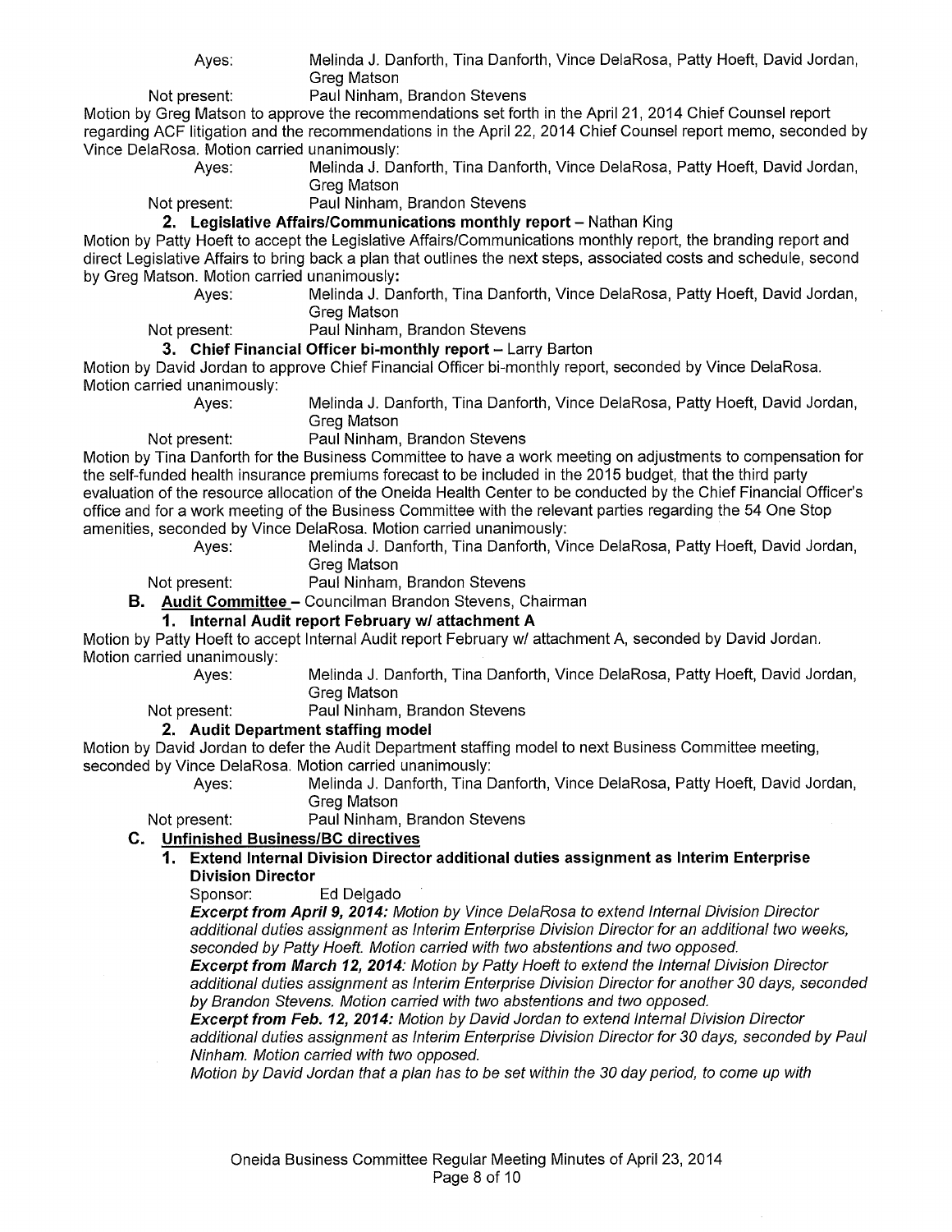Ayes: Melinda J. Danforth, Tina Danforth, Vince DelaRosa, Patty Hoeft, David Jordan, Greg Matson

Not present: Paul Ninham, Brandon Stevens

Motion by Greg Matson to approve the recommendations set forth in the April 21, 2014 Chief Counsel report regarding ACF litigation and the recommendations in the April 22, 2014 Chief Counsel report memo, seconded by Vince DelaRosa. Motion carried unanimously:

Ayes: Melinda J. Danforth, Tina Danforth, Vince DelaRosa, Patty Hoeft, David Jordan, Greg Matson

Not present: Paul Ninham, Brandon Stevens

**2. Legislative Affairs/Communications monthly report** – Nathan King

Motion by Patty Hoeft to accept the Legislative Affairs/Communications monthly report, the branding report and direct Legislative Affairs to bring back a plan that outlines the next steps, associated costs and schedule, second by Greg Matson. Motion carried unanimously:

Ayes: Melinda J. Danforth, Tina Danforth, Vince DelaRosa, Patty Hoeft, David Jordan, Greg Matson

Not present: Paul Ninham, Brandon Stevens

**3. Chief Financial Officer bi-monthly report** – Larry Barton

Motion by David Jordan to approve Chief Financial Officer bi-monthly report, seconded by Vince DelaRosa. Motion carried unanimously:

Ayes: Melinda J. Danforth, Tina Danforth, Vince DelaRosa, Patty Hoeft, David Jordan, Greg Matson

Not present: Paul Ninham, Brandon Stevens

Motion by Tina Danforth for the Business Committee to have a work meeting on adjustments to compensation for the self-funded health insurance premiums forecast to be included in the 2015 budget, that the third party evaluation of the resource allocation of the Oneida Health Center to be conducted by the Chief Financial Officer's office and for a work meeting of the Business Committee with the relevant parties regarding the 54 One Stop amenities, seconded by Vince DelaRosa. Motion carried unanimously:

Ayes: Melinda J. Danforth, Tina Danforth, Vince DelaRosa, Patty Hoeft, David Jordan, Greg Matson

Not present: Paul Ninham, Brandon Stevens

**B. Audit Committee** – Councilman Brandon Stevens, Chairman

**1. Internal Audit report February w/ attachment A**

Motion by Patty Hoeft to accept Internal Audit report February w/ attachment A, seconded by David Jordan. Motion carried unanimously:

Ayes: Melinda J. Danforth, Tina Danforth, Vince DelaRosa, Patty Hoeft, David Jordan, Greg Matson

Not present: Paul Ninham, Brandon Stevens

**2. Audit Department staffing model**

Motion by David Jordan to defer the Audit Department staffing model to next Business Committee meeting, seconded by Vince DelaRosa. Motion carried unanimously:

Ayes: Melinda J. Danforth, Tina Danforth, Vince DelaRosa, Patty Hoeft, David Jordan, Greg Matson

Not present: Paul Ninham, Brandon Stevens

**C. Unfinished Business/BC directives**

**1. Extend Internal Division Director additional duties assignment as Interim Enterprise Division Director**

Sponsor: Ed Delgado

***Excerpt from April 9, 2014:*** *Motion by Vince DelaRosa to extend Internal Division Director additional duties assignment as Interim Enterprise Division Director for an additional two weeks, seconded by Patty Hoeft. Motion carried with two abstentions and two opposed.*

***Excerpt from March 12, 2014:*** *Motion by Patty Hoeft to extend the Internal Division Director additional duties assignment as Interim Enterprise Division Director for another 30 days, seconded by Brandon Stevens. Motion carried with two abstentions and two opposed.*

***Excerpt from Feb. 12, 2014:*** *Motion by David Jordan to extend Internal Division Director additional duties assignment as Interim Enterprise Division Director for 30 days, seconded by Paul Ninham. Motion carried with two opposed.*

*Motion by David Jordan that a plan has to be set within the 30 day period, to come up with*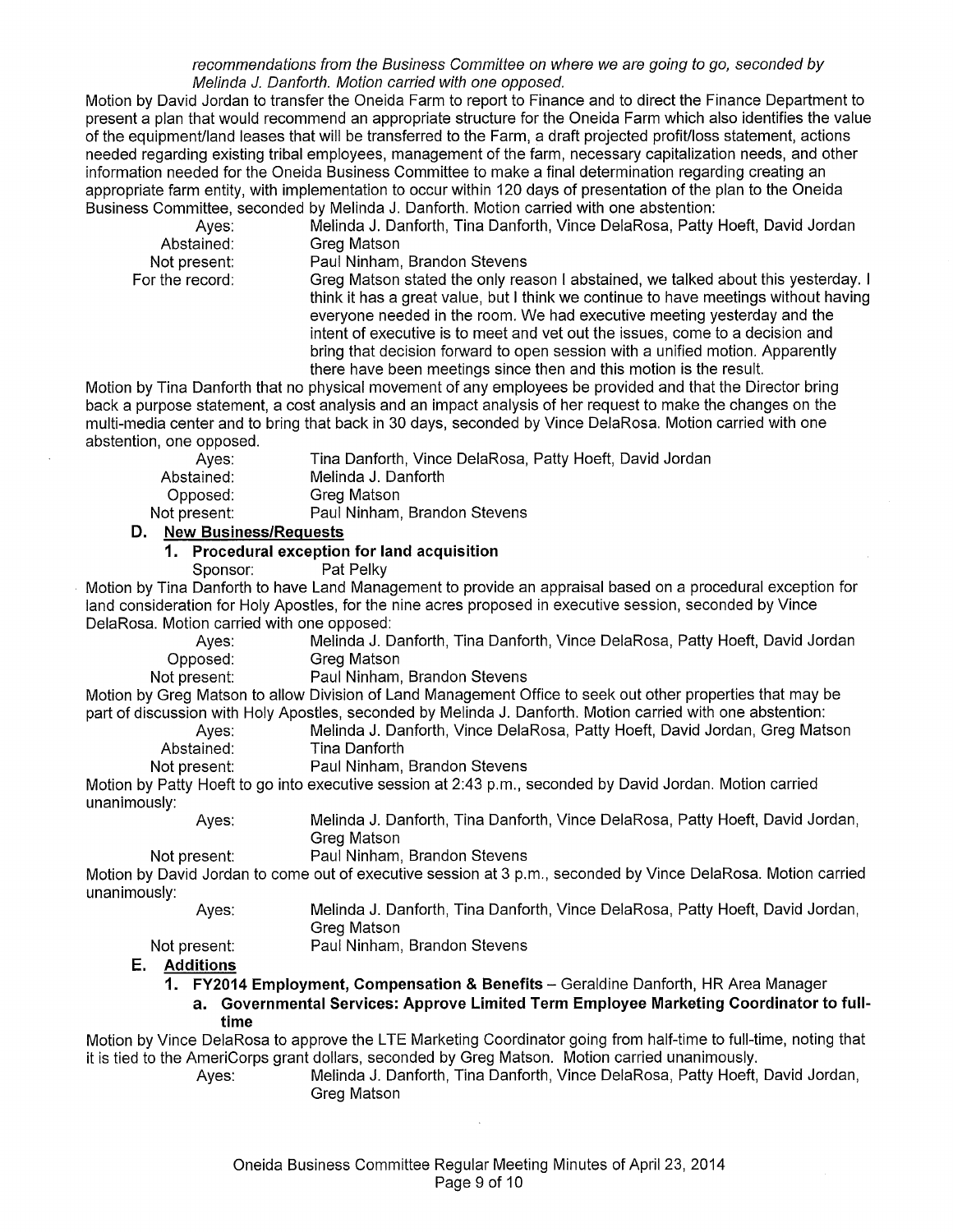*recommendations from the Business Committee on where we are going to go, seconded by Melinda J. Danforth. Motion carried with one opposed.*

Motion by David Jordan to transfer the Oneida Farm to report to Finance and to direct the Finance Department to present a plan that would recommend an appropriate structure for the Oneida Farm which also identifies the value of the equipment/land leases that will be transferred to the Farm, a draft projected profit/loss statement, actions needed regarding existing tribal employees, management of the farm, necessary capitalization needs, and other information needed for the Oneida Business Committee to make a final determination regarding creating an appropriate farm entity, with implementation to occur within 120 days of presentation of the plan to the Oneida Business Committee, seconded by Melinda J. Danforth. Motion carried with one abstention:

| | |
|---|---|
| Ayes: | Melinda J. Danforth, Tina Danforth, Vince DelaRosa, Patty Hoeft, David Jordan |
| Abstained: | Greg Matson |
| Not present: | Paul Ninham, Brandon Stevens |
| For the record: | Greg Matson stated the only reason I abstained, we talked about this yesterday. I think it has a great value, but I think we continue to have meetings without having everyone needed in the room. We had executive meeting yesterday and the intent of executive is to meet and vet out the issues, come to a decision and bring that decision forward to open session with a unified motion. Apparently there have been meetings since then and this motion is the result. |

Motion by Tina Danforth that no physical movement of any employees be provided and that the Director bring back a purpose statement, a cost analysis and an impact analysis of her request to make the changes on the multi-media center and to bring that back in 30 days, seconded by Vince DelaRosa. Motion carried with one abstention, one opposed.

| | |
|---|---|
| Ayes: | Tina Danforth, Vince DelaRosa, Patty Hoeft, David Jordan |
| Abstained: | Melinda J. Danforth |
| Opposed: | Greg Matson |
| Not present: | Paul Ninham, Brandon Stevens |

## D. New Business/Requests

### 1. Procedural exception for land acquisition

Sponsor: Pat Pelky

Motion by Tina Danforth to have Land Management to provide an appraisal based on a procedural exception for land consideration for Holy Apostles, for the nine acres proposed in executive session, seconded by Vince DelaRosa. Motion carried with one opposed:

| | |
|---|---|
| Ayes: | Melinda J. Danforth, Tina Danforth, Vince DelaRosa, Patty Hoeft, David Jordan |
| Opposed: | Greg Matson |
| Not present: | Paul Ninham, Brandon Stevens |

Motion by Greg Matson to allow Division of Land Management Office to seek out other properties that may be part of discussion with Holy Apostles, seconded by Melinda J. Danforth. Motion carried with one abstention:

| | |
|---|---|
| Ayes: | Melinda J. Danforth, Vince DelaRosa, Patty Hoeft, David Jordan, Greg Matson |
| Abstained: | Tina Danforth |
| Not present: | Paul Ninham, Brandon Stevens |

Motion by Patty Hoeft to go into executive session at 2:43 p.m., seconded by David Jordan. Motion carried unanimously:

| | |
|---|---|
| Ayes: | Melinda J. Danforth, Tina Danforth, Vince DelaRosa, Patty Hoeft, David Jordan, Greg Matson |
| Not present: | Paul Ninham, Brandon Stevens |

Motion by David Jordan to come out of executive session at 3 p.m., seconded by Vince DelaRosa. Motion carried unanimously:

| | |
|---|---|
| Ayes: | Melinda J. Danforth, Tina Danforth, Vince DelaRosa, Patty Hoeft, David Jordan, Greg Matson |
| Not present: | Paul Ninham, Brandon Stevens |

## E. Additions

### 1. FY2014 Employment, Compensation & Benefits – Geraldine Danforth, HR Area Manager

#### a. Governmental Services: Approve Limited Term Employee Marketing Coordinator to full-time

Motion by Vince DelaRosa to approve the LTE Marketing Coordinator going from half-time to full-time, noting that it is tied to the AmeriCorps grant dollars, seconded by Greg Matson. Motion carried unanimously.

| | |
|---|---|
| Ayes: | Melinda J. Danforth, Tina Danforth, Vince DelaRosa, Patty Hoeft, David Jordan, Greg Matson |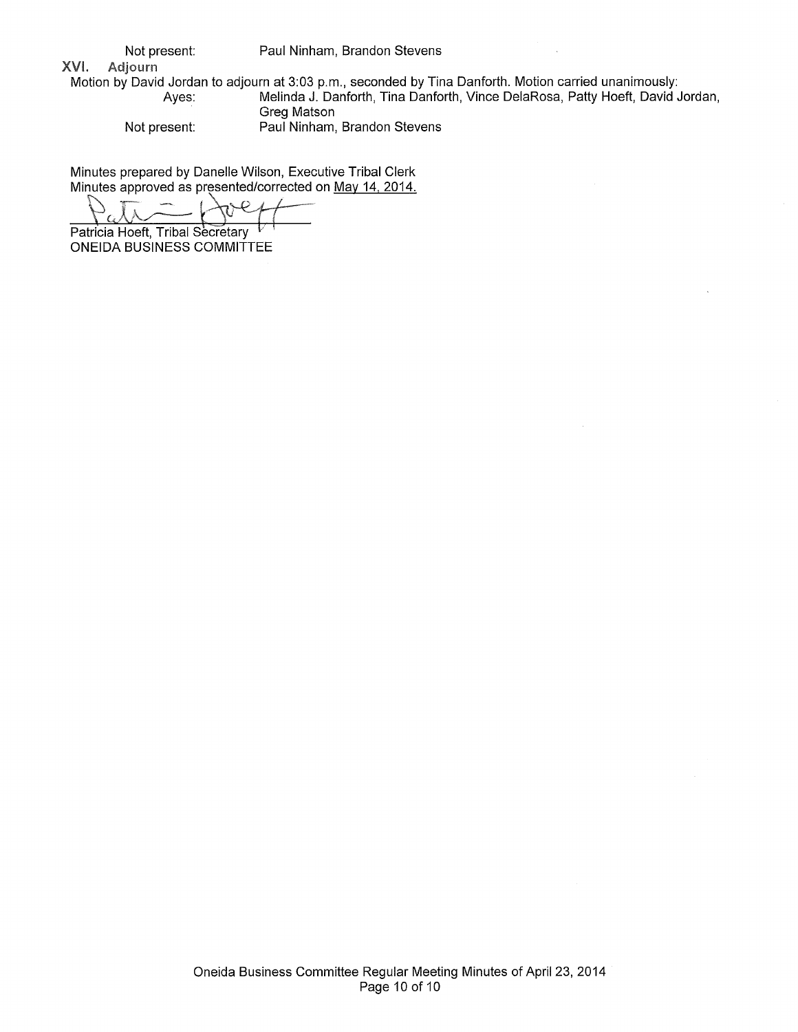Not present: Paul Ninham, Brandon Stevens

## XVI. Adjourn

Motion by David Jordan to adjourn at 3:03 p.m., seconded by Tina Danforth. Motion carried unanimously:

Ayes: Melinda J. Danforth, Tina Danforth, Vince DelaRosa, Patty Hoeft, David Jordan, Greg Matson

Not present: Paul Ninham, Brandon Stevens

Minutes prepared by Danelle Wilson, Executive Tribal Clerk
Minutes approved as presented/corrected on May 14, 2014.

Patricia Hoeft, Tribal Secretary
ONEIDA BUSINESS COMMITTEE